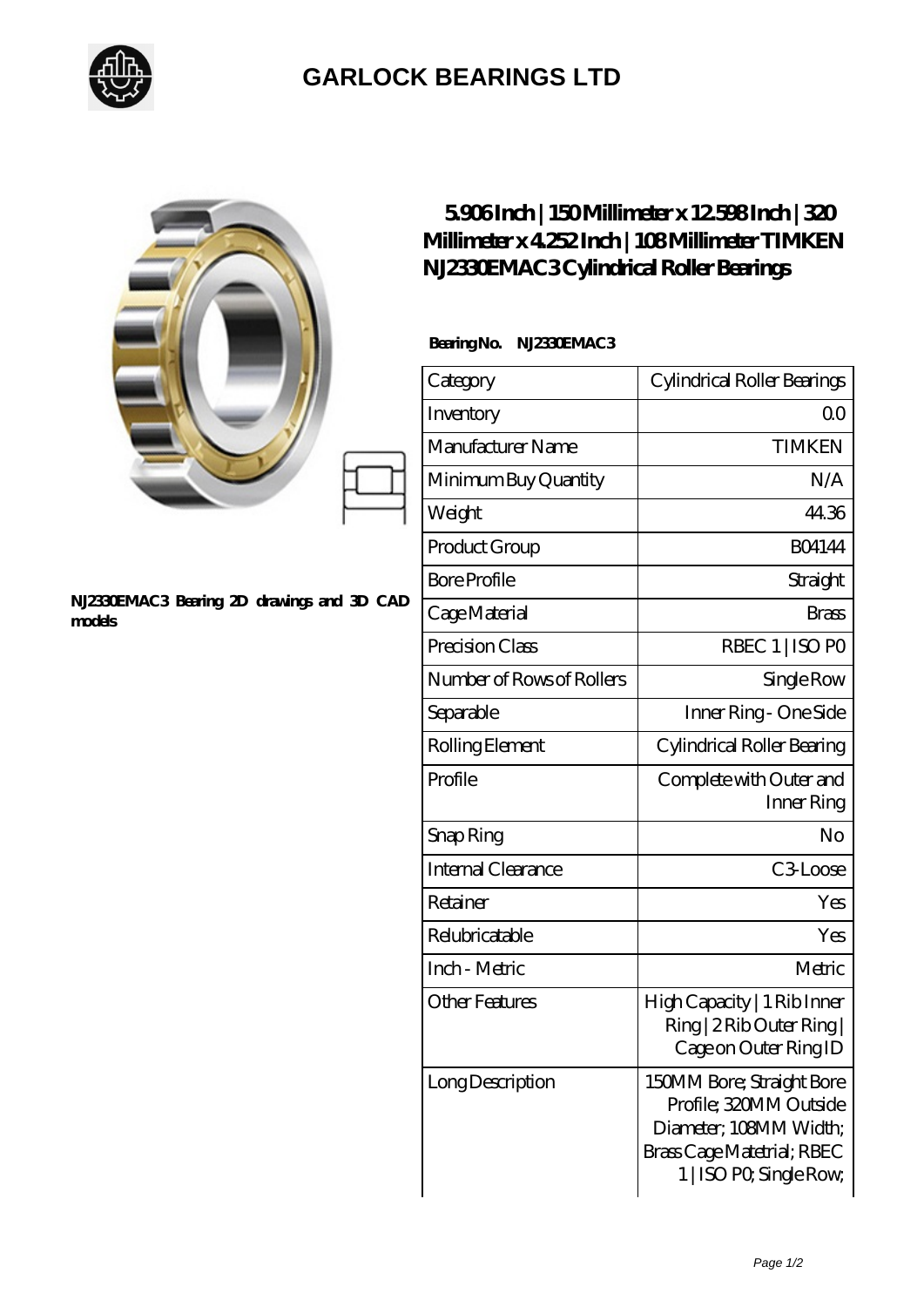# GARLOCK BEARINGS LTD

NJ2330EMAC3 Bearing 2D drawings and 3D CAD models

## 5.906 Inch | 150 Millimeter x 12.598 Inch | 320 Millimeter x 4.252 Inch | 108 Millimeter TIMKEN NJ2330EMAC3 Cylindrical Roller Bearings

**Bearing No. NJ2330EMAC3**

| | |
|---|---|
| Category | Cylindrical Roller Bearings |
| Inventory | 0.0 |
| Manufacturer Name | TIMKEN |
| Minimum Buy Quantity | N/A |
| Weight | 44.36 |
| Product Group | B04144 |
| Bore Profile | Straight |
| Cage Material | Brass |
| Precision Class | RBEC 1 \| ISO P0 |
| Number of Rows of Rollers | Single Row |
| Separable | Inner Ring - One Side |
| Rolling Element | Cylindrical Roller Bearing |
| Profile | Complete with Outer and Inner Ring |
| Snap Ring | No |
| Internal Clearance | C3-Loose |
| Retainer | Yes |
| Relubricatable | Yes |
| Inch - Metric | Metric |
| Other Features | High Capacity \| 1 Rib Inner Ring \| 2 Rib Outer Ring \| Cage on Outer Ring ID |
| Long Description | 150MM Bore; Straight Bore Profile; 320MM Outside Diameter; 108MM Width; Brass Cage Matetrial; RBEC 1 \| ISO P0; Single Row; |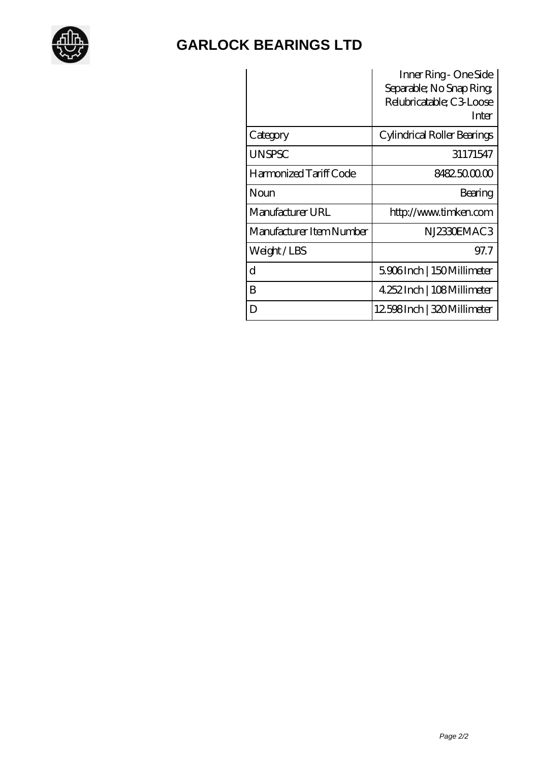# GARLOCK BEARINGS LTD

| | |
|---|---|
| | Inner Ring - One Side Separable; No Snap Ring; Relubricatable; C3-Loose Inter |
| Category | Cylindrical Roller Bearings |
| UNSPSC | 31171547 |
| Harmonized Tariff Code | 8482.50.00.00 |
| Noun | Bearing |
| Manufacturer URL | http://www.timken.com |
| Manufacturer Item Number | NJ2330EMAC3 |
| Weight / LBS | 97.7 |
| d | 5.906 Inch \| 150 Millimeter |
| B | 4.252 Inch \| 108 Millimeter |
| D | 12.598 Inch \| 320 Millimeter |